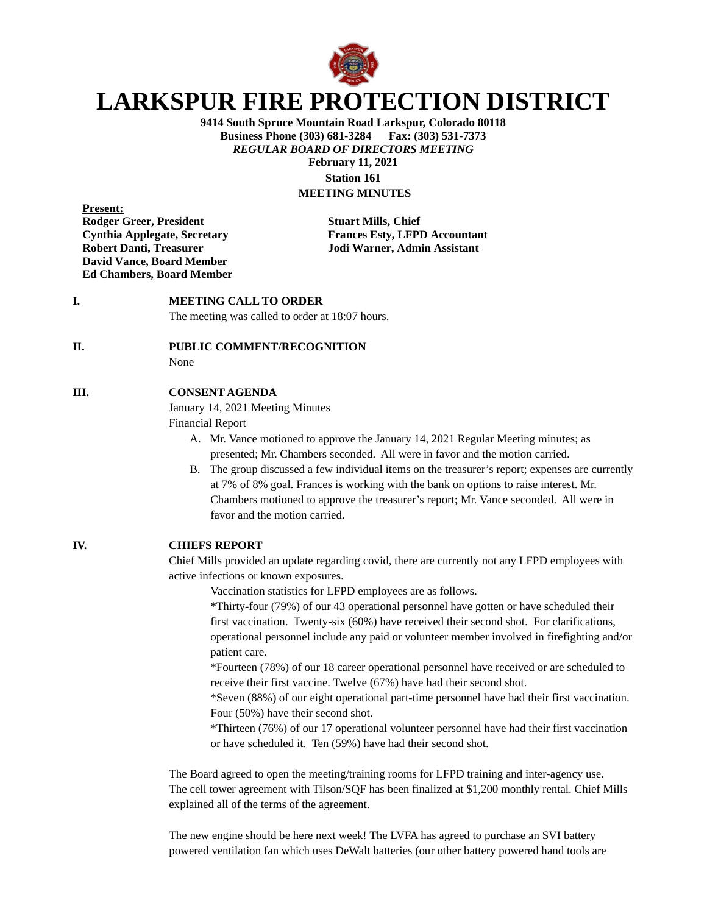# LARKSPUR FIRE PROTECTION DISTRICT

**9414 South Spruce Mountain Road Larkspur, Colorado 80118**
**Business Phone (303) 681-3284 Fax: (303) 531-7373**
***REGULAR BOARD OF DIRECTORS MEETING***
**February 11, 2021**
**Station 161**
**MEETING MINUTES**

**Present:**

**Rodger Greer, President**
**Cynthia Applegate, Secretary**
**Robert Danti, Treasurer**
**David Vance, Board Member**
**Ed Chambers, Board Member**

**Stuart Mills, Chief**
**Frances Esty, LFPD Accountant**
**Jodi Warner, Admin Assistant**

**I. MEETING CALL TO ORDER**

The meeting was called to order at 18:07 hours.

**II. PUBLIC COMMENT/RECOGNITION**

None

**III. CONSENT AGENDA**

January 14, 2021 Meeting Minutes
Financial Report

A. Mr. Vance motioned to approve the January 14, 2021 Regular Meeting minutes; as presented; Mr. Chambers seconded. All were in favor and the motion carried.

B. The group discussed a few individual items on the treasurer's report; expenses are currently at 7% of 8% goal. Frances is working with the bank on options to raise interest. Mr. Chambers motioned to approve the treasurer's report; Mr. Vance seconded. All were in favor and the motion carried.

**IV. CHIEFS REPORT**

Chief Mills provided an update regarding covid, there are currently not any LFPD employees with active infections or known exposures.

Vaccination statistics for LFPD employees are as follows.

**\***Thirty-four (79%) of our 43 operational personnel have gotten or have scheduled their first vaccination. Twenty-six (60%) have received their second shot. For clarifications, operational personnel include any paid or volunteer member involved in firefighting and/or patient care.

\*Fourteen (78%) of our 18 career operational personnel have received or are scheduled to receive their first vaccine. Twelve (67%) have had their second shot.

\*Seven (88%) of our eight operational part-time personnel have had their first vaccination. Four (50%) have their second shot.

\*Thirteen (76%) of our 17 operational volunteer personnel have had their first vaccination or have scheduled it. Ten (59%) have had their second shot.

The Board agreed to open the meeting/training rooms for LFPD training and inter-agency use. The cell tower agreement with Tilson/SQF has been finalized at $1,200 monthly rental. Chief Mills explained all of the terms of the agreement.

The new engine should be here next week! The LVFA has agreed to purchase an SVI battery powered ventilation fan which uses DeWalt batteries (our other battery powered hand tools are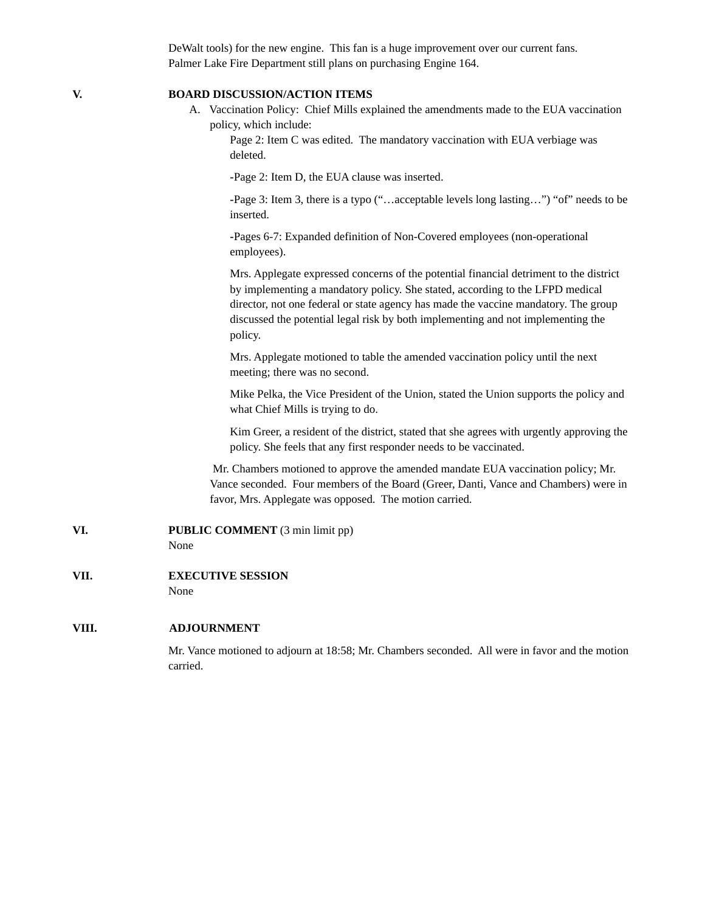DeWalt tools) for the new engine. This fan is a huge improvement over our current fans. Palmer Lake Fire Department still plans on purchasing Engine 164.

## V. BOARD DISCUSSION/ACTION ITEMS

A. Vaccination Policy: Chief Mills explained the amendments made to the EUA vaccination policy, which include:

Page 2: Item C was edited. The mandatory vaccination with EUA verbiage was deleted.

-Page 2: Item D, the EUA clause was inserted.

-Page 3: Item 3, there is a typo ("…acceptable levels long lasting…") "of" needs to be inserted.

-Pages 6-7: Expanded definition of Non-Covered employees (non-operational employees).

Mrs. Applegate expressed concerns of the potential financial detriment to the district by implementing a mandatory policy. She stated, according to the LFPD medical director, not one federal or state agency has made the vaccine mandatory. The group discussed the potential legal risk by both implementing and not implementing the policy.

Mrs. Applegate motioned to table the amended vaccination policy until the next meeting; there was no second.

Mike Pelka, the Vice President of the Union, stated the Union supports the policy and what Chief Mills is trying to do.

Kim Greer, a resident of the district, stated that she agrees with urgently approving the policy. She feels that any first responder needs to be vaccinated.

Mr. Chambers motioned to approve the amended mandate EUA vaccination policy; Mr. Vance seconded. Four members of the Board (Greer, Danti, Vance and Chambers) were in favor, Mrs. Applegate was opposed. The motion carried.

## VI. PUBLIC COMMENT (3 min limit pp)

None

## VII. EXECUTIVE SESSION

None

## VIII. ADJOURNMENT

Mr. Vance motioned to adjourn at 18:58; Mr. Chambers seconded. All were in favor and the motion carried.